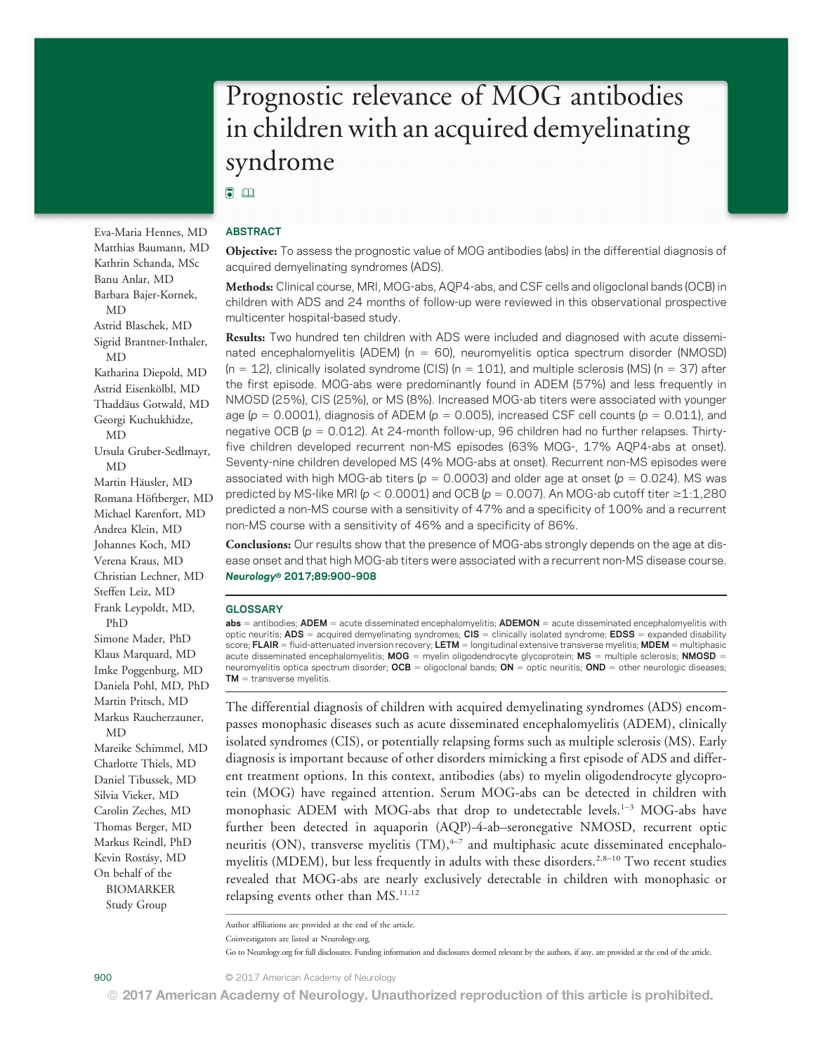# Prognostic relevance of MOG antibodies in children with an acquired demyelinating syndrome

Eva-Maria Hennes, MD
Matthias Baumann, MD
Kathrin Schanda, MSc
Banu Anlar, MD
Barbara Bajer-Kornek, MD
Astrid Blaschek, MD
Sigrid Brantner-Inthaler, MD
Katharina Diepold, MD
Astrid Eisenkölbl, MD
Thaddäus Gotwald, MD
Georgi Kuchukhidze, MD
Ursula Gruber-Sedlmayr, MD
Martin Häusler, MD
Romana Höftberger, MD
Michael Karenfort, MD
Andrea Klein, MD
Johannes Koch, MD
Verena Kraus, MD
Christian Lechner, MD
Steffen Leiz, MD
Frank Leypoldt, MD, PhD
Simone Mader, PhD
Klaus Marquard, MD
Imke Poggenburg, MD
Daniela Pohl, MD, PhD
Martin Pritsch, MD
Markus Raucherzauner, MD
Mareike Schimmel, MD
Charlotte Thiels, MD
Daniel Tibussek, MD
Silvia Vieker, MD
Carolin Zeches, MD
Thomas Berger, MD
Markus Reindl, PhD
Kevin Rostásy, MD
On behalf of the BIOMARKER Study Group

## ABSTRACT

**Objective:** To assess the prognostic value of MOG antibodies (abs) in the differential diagnosis of acquired demyelinating syndromes (ADS).

**Methods:** Clinical course, MRI, MOG-abs, AQP4-abs, and CSF cells and oligoclonal bands (OCB) in children with ADS and 24 months of follow-up were reviewed in this observational prospective multicenter hospital-based study.

**Results:** Two hundred ten children with ADS were included and diagnosed with acute disseminated encephalomyelitis (ADEM) (n = 60), neuromyelitis optica spectrum disorder (NMOSD) (n = 12), clinically isolated syndrome (CIS) (n = 101), and multiple sclerosis (MS) (n = 37) after the first episode. MOG-abs were predominantly found in ADEM (57%) and less frequently in NMOSD (25%), CIS (25%), or MS (8%). Increased MOG-ab titers were associated with younger age ($p = 0.0001$), diagnosis of ADEM ($p = 0.005$), increased CSF cell counts ($p = 0.011$), and negative OCB ($p = 0.012$). At 24-month follow-up, 96 children had no further relapses. Thirty-five children developed recurrent non-MS episodes (63% MOG-, 17% AQP4-abs at onset). Seventy-nine children developed MS (4% MOG-abs at onset). Recurrent non-MS episodes were associated with high MOG-ab titers ($p = 0.0003$) and older age at onset ($p = 0.024$). MS was predicted by MS-like MRI ($p < 0.0001$) and OCB ($p = 0.007$). An MOG-ab cutoff titer ≥1:1,280 predicted a non-MS course with a sensitivity of 47% and a specificity of 100% and a recurrent non-MS course with a sensitivity of 46% and a specificity of 86%.

**Conclusions:** Our results show that the presence of MOG-abs strongly depends on the age at disease onset and that high MOG-ab titers were associated with a recurrent non-MS disease course.
***Neurology*® 2017;89:900–908**

## GLOSSARY

**abs** = antibodies; **ADEM** = acute disseminated encephalomyelitis; **ADEMON** = acute disseminated encephalomyelitis with optic neuritis; **ADS** = acquired demyelinating syndromes; **CIS** = clinically isolated syndrome; **EDSS** = expanded disability score; **FLAIR** = fluid-attenuated inversion recovery; **LETM** = longitudinal extensive transverse myelitis; **MDEM** = multiphasic acute disseminated encephalomyelitis; **MOG** = myelin oligodendrocyte glycoprotein; **MS** = multiple sclerosis; **NMOSD** = neuromyelitis optica spectrum disorder; **OCB** = oligoclonal bands; **ON** = optic neuritis; **OND** = other neurologic diseases; **TM** = transverse myelitis.

The differential diagnosis of children with acquired demyelinating syndromes (ADS) encompasses monophasic diseases such as acute disseminated encephalomyelitis (ADEM), clinically isolated syndromes (CIS), or potentially relapsing forms such as multiple sclerosis (MS). Early diagnosis is important because of other disorders mimicking a first episode of ADS and different treatment options. In this context, antibodies (abs) to myelin oligodendrocyte glycoprotein (MOG) have regained attention. Serum MOG-abs can be detected in children with monophasic ADEM with MOG-abs that drop to undetectable levels.[1–3] MOG-abs have further been detected in aquaporin (AQP)-4-ab–seronegative NMOSD, recurrent optic neuritis (ON), transverse myelitis (TM),[4–7] and multiphasic acute disseminated encephalomyelitis (MDEM), but less frequently in adults with these disorders.[2,8–10] Two recent studies revealed that MOG-abs are nearly exclusively detectable in children with monophasic or relapsing events other than MS.[11,12]

Author affiliations are provided at the end of the article.

Coinvestigators are listed at Neurology.org.

Go to Neurology.org for full disclosures. Funding information and disclosures deemed relevant by the authors, if any, are provided at the end of the article.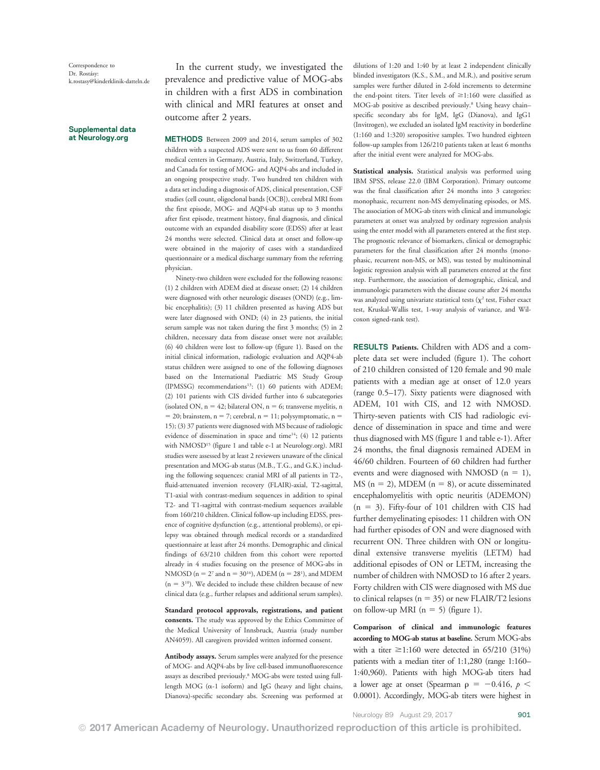Correspondence to Dr. Rostásy: k.rostasy@kinderklinik-datteln.de

Supplemental data at Neurology.org

In the current study, we investigated the prevalence and predictive value of MOG-abs in children with a first ADS in combination with clinical and MRI features at onset and outcome after 2 years.

**METHODS** Between 2009 and 2014, serum samples of 302 children with a suspected ADS were sent to us from 60 different medical centers in Germany, Austria, Italy, Switzerland, Turkey, and Canada for testing of MOG- and AQP4-abs and included in an ongoing prospective study. Two hundred ten children with a data set including a diagnosis of ADS, clinical presentation, CSF studies (cell count, oligoclonal bands [OCB]), cerebral MRI from the first episode, MOG- and AQP4-ab status up to 3 months after first episode, treatment history, final diagnosis, and clinical outcome with an expanded disability score (EDSS) after at least 24 months were selected. Clinical data at onset and follow-up were obtained in the majority of cases with a standardized questionnaire or a medical discharge summary from the referring physician.

Ninety-two children were excluded for the following reasons: (1) 2 children with ADEM died at disease onset; (2) 14 children were diagnosed with other neurologic diseases (OND) (e.g., limbic encephalitis); (3) 11 children presented as having ADS but were later diagnosed with OND; (4) in 23 patients, the initial serum sample was not taken during the first 3 months; (5) in 2 children, necessary data from disease onset were not available; (6) 40 children were lost to follow-up (figure 1). Based on the initial clinical information, radiologic evaluation and AQP4-ab status children were assigned to one of the following diagnoses based on the International Paediatric MS Study Group (IPMSSG) recommendations[13]: (1) 60 patients with ADEM; (2) 101 patients with CIS divided further into 6 subcategories (isolated ON, n = 42; bilateral ON, n = 6; transverse myelitis, n = 20; brainstem, n = 7; cerebral, n = 11; polysymptomatic, n = 15); (3) 37 patients were diagnosed with MS because of radiologic evidence of dissemination in space and time[14]; (4) 12 patients with NMOSD[15] (figure 1 and table e-1 at Neurology.org). MRI studies were assessed by at least 2 reviewers unaware of the clinical presentation and MOG-ab status (M.B., T.G., and G.K.) including the following sequences: cranial MRI of all patients in T2-, fluid-attenuated inversion recovery (FLAIR)-axial, T2-sagittal, T1-axial with contrast-medium sequences in addition to spinal T2- and T1-sagittal with contrast-medium sequences available from 160/210 children. Clinical follow-up including EDSS, presence of cognitive dysfunction (e.g., attentional problems), or epilepsy was obtained through medical records or a standardized questionnaire at least after 24 months. Demographic and clinical findings of 63/210 children from this cohort were reported already in 4 studies focusing on the presence of MOG-abs in NMOSD (n = 2[7] and n = 30[16]), ADEM (n = 28[1]), and MDEM (n = 3[10]). We decided to include these children because of new clinical data (e.g., further relapses and additional serum samples).

**Standard protocol approvals, registrations, and patient consents.** The study was approved by the Ethics Committee of the Medical University of Innsbruck, Austria (study number AN4059). All caregivers provided written informed consent.

**Antibody assays.** Serum samples were analyzed for the presence of MOG- and AQP4-abs by live cell-based immunofluorescence assays as described previously.[8] MOG-abs were tested using full-length MOG ($\alpha$-1 isoform) and IgG (heavy and light chains, Dianova)-specific secondary abs. Screening was performed at dilutions of 1:20 and 1:40 by at least 2 independent clinically blinded investigators (K.S., S.M., and M.R.), and positive serum samples were further diluted in 2-fold increments to determine the end-point titers. Titer levels of ≥1:160 were classified as MOG-ab positive as described previously.[8] Using heavy chain–specific secondary abs for IgM, IgG (Dianova), and IgG1 (Invitrogen), we excluded an isolated IgM reactivity in borderline (1:160 and 1:320) seropositive samples. Two hundred eighteen follow-up samples from 126/210 patients taken at least 6 months after the initial event were analyzed for MOG-abs.

**Statistical analysis.** Statistical analysis was performed using IBM SPSS, release 22.0 (IBM Corporation). Primary outcome was the final classification after 24 months into 3 categories: monophasic, recurrent non-MS demyelinating episodes, or MS. The association of MOG-ab titers with clinical and immunologic parameters at onset was analyzed by ordinary regression analysis using the enter model with all parameters entered at the first step. The prognostic relevance of biomarkers, clinical or demographic parameters for the final classification after 24 months (monophasic, recurrent non-MS, or MS), was tested by multinominal logistic regression analysis with all parameters entered at the first step. Furthermore, the association of demographic, clinical, and immunologic parameters with the disease course after 24 months was analyzed using univariate statistical tests ($\chi^2$ test, Fisher exact test, Kruskal-Wallis test, 1-way analysis of variance, and Wilcoxon signed-rank test).

**RESULTS Patients.** Children with ADS and a complete data set were included (figure 1). The cohort of 210 children consisted of 120 female and 90 male patients with a median age at onset of 12.0 years (range 0.5–17). Sixty patients were diagnosed with ADEM, 101 with CIS, and 12 with NMOSD. Thirty-seven patients with CIS had radiologic evidence of dissemination in space and time and were thus diagnosed with MS (figure 1 and table e-1). After 24 months, the final diagnosis remained ADEM in 46/60 children. Fourteen of 60 children had further events and were diagnosed with NMOSD (n = 1), MS (n = 2), MDEM (n = 8), or acute disseminated encephalomyelitis with optic neuritis (ADEMON) (n = 3). Fifty-four of 101 children with CIS had further demyelinating episodes: 11 children with ON had further episodes of ON and were diagnosed with recurrent ON. Three children with ON or longitudinal extensive transverse myelitis (LETM) had additional episodes of ON or LETM, increasing the number of children with NMOSD to 16 after 2 years. Forty children with CIS were diagnosed with MS due to clinical relapses (n = 35) or new FLAIR/T2 lesions on follow-up MRI (n = 5) (figure 1).

**Comparison of clinical and immunologic features according to MOG-ab status at baseline.** Serum MOG-abs with a titer ≥1:160 were detected in 65/210 (31%) patients with a median titer of 1:1,280 (range 1:160–1:40,960). Patients with high MOG-ab titers had a lower age at onset (Spearman $\rho = -0.416$, $p < 0.0001$). Accordingly, MOG-ab titers were highest in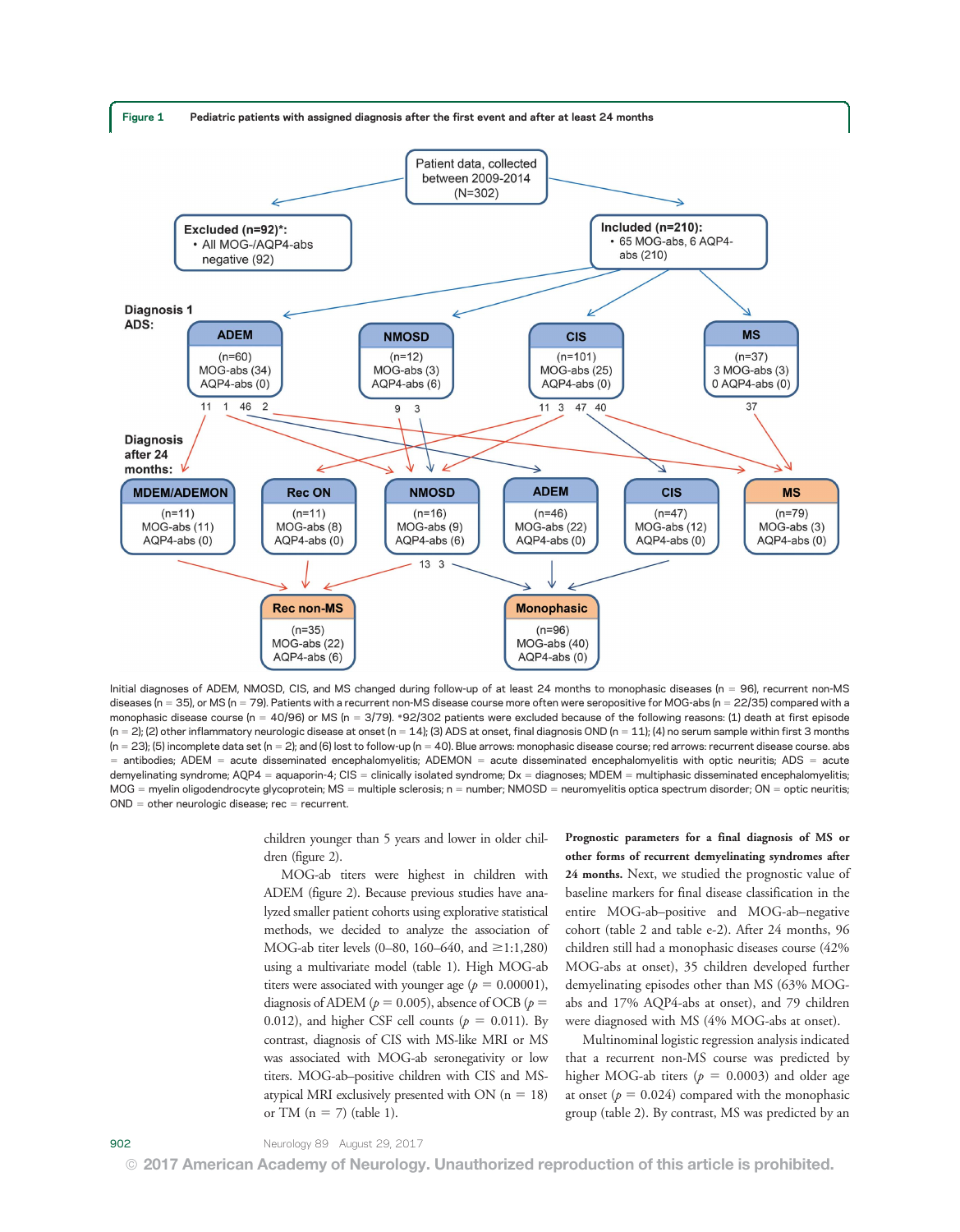**Figure 1** Pediatric patients with assigned diagnosis after the first event and after at least 24 months

Patient data, collected between 2009-2014 (N=302)

Excluded (n=92)*:
- All MOG-/AQP4-abs negative (92)

Included (n=210):
- 65 MOG-abs, 6 AQP4-abs (210)

Diagnosis 1 ADS:

- ADEM (n=60) MOG-abs (34) AQP4-abs (0)
- NMOSD (n=12) MOG-abs (3) AQP4-abs (6)
- CIS (n=101) MOG-abs (25) AQP4-abs (0)
- MS (n=37) 3 MOG-abs (3) 0 AQP4-abs (0)

Diagnosis after 24 months:

- MDEM/ADEMON (n=11) MOG-abs (11) AQP4-abs (0)
- Rec ON (n=11) MOG-abs (8) AQP4-abs (0)
- NMOSD (n=16) MOG-abs (9) AQP4-abs (6)
- ADEM (n=46) MOG-abs (22) AQP4-abs (0)
- CIS (n=47) MOG-abs (12) AQP4-abs (0)
- MS (n=79) MOG-abs (3) AQP4-abs (0)

- Rec non-MS (n=35) MOG-abs (22) AQP4-abs (6)
- Monophasic (n=96) MOG-abs (40) AQP4-abs (0)

Initial diagnoses of ADEM, NMOSD, CIS, and MS changed during follow-up of at least 24 months to monophasic diseases (n = 96), recurrent non-MS diseases (n = 35), or MS (n = 79). Patients with a recurrent non-MS disease course more often were seropositive for MOG-abs (n = 22/35) compared with a monophasic disease course (n = 40/96) or MS (n = 3/79). *92/302 patients were excluded because of the following reasons: (1) death at first episode (n = 2); (2) other inflammatory neurologic disease at onset (n = 14); (3) ADS at onset, final diagnosis OND (n = 11); (4) no serum sample within first 3 months (n = 23); (5) incomplete data set (n = 2); and (6) lost to follow-up (n = 40). Blue arrows: monophasic disease course; red arrows: recurrent disease course. abs = antibodies; ADEM = acute disseminated encephalomyelitis; ADEMON = acute disseminated encephalomyelitis with optic neuritis; ADS = acute demyelinating syndrome; AQP4 = aquaporin-4; CIS = clinically isolated syndrome; Dx = diagnoses; MDEM = multiphasic disseminated encephalomyelitis; MOG = myelin oligodendrocyte glycoprotein; MS = multiple sclerosis; n = number; NMOSD = neuromyelitis optica spectrum disorder; ON = optic neuritis; OND = other neurologic disease; rec = recurrent.

children younger than 5 years and lower in older children (figure 2).

MOG-ab titers were highest in children with ADEM (figure 2). Because previous studies have analyzed smaller patient cohorts using explorative statistical methods, we decided to analyze the association of MOG-ab titer levels (0–80, 160–640, and ≥1:1,280) using a multivariate model (table 1). High MOG-ab titers were associated with younger age ($p = 0.00001$), diagnosis of ADEM ($p = 0.005$), absence of OCB ($p = 0.012$), and higher CSF cell counts ($p = 0.011$). By contrast, diagnosis of CIS with MS-like MRI or MS was associated with MOG-ab seronegativity or low titers. MOG-ab–positive children with CIS and MS-atypical MRI exclusively presented with ON (n = 18) or TM (n = 7) (table 1).

**Prognostic parameters for a final diagnosis of MS or other forms of recurrent demyelinating syndromes after 24 months.** Next, we studied the prognostic value of baseline markers for final disease classification in the entire MOG-ab–positive and MOG-ab–negative cohort (table 2 and table e-2). After 24 months, 96 children still had a monophasic diseases course (42% MOG-abs at onset), 35 children developed further demyelinating episodes other than MS (63% MOG-abs and 17% AQP4-abs at onset), and 79 children were diagnosed with MS (4% MOG-abs at onset).

Multinominal logistic regression analysis indicated that a recurrent non-MS course was predicted by higher MOG-ab titers ($p = 0.0003$) and older age at onset ($p = 0.024$) compared with the monophasic group (table 2). By contrast, MS was predicted by an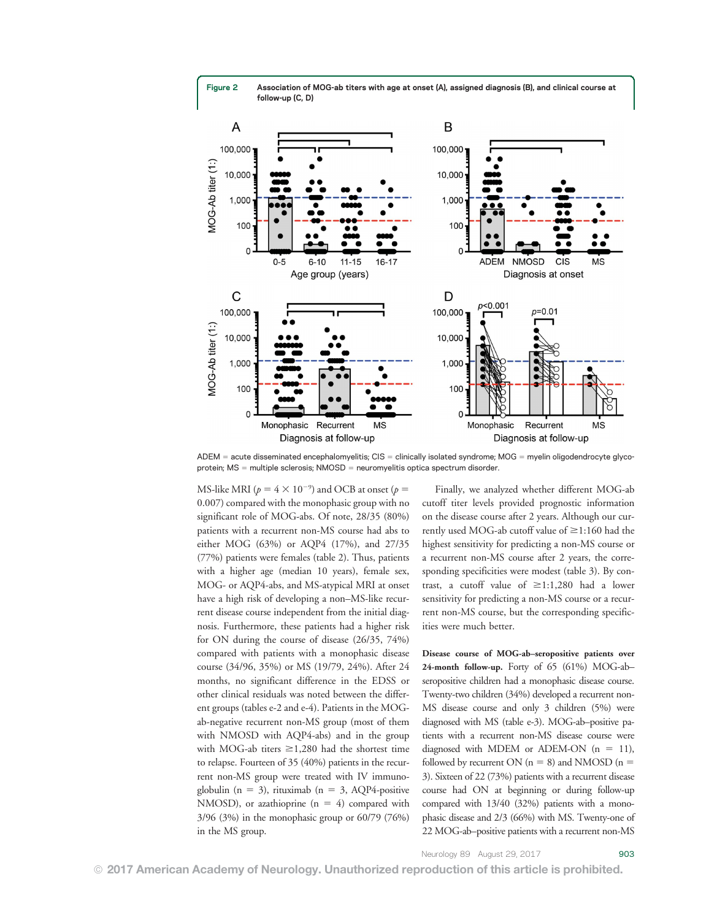**Figure 2** Association of MOG-ab titers with age at onset (A), assigned diagnosis (B), and clinical course at follow-up (C, D)

ADEM = acute disseminated encephalomyelitis; CIS = clinically isolated syndrome; MOG = myelin oligodendrocyte glycoprotein; MS = multiple sclerosis; NMOSD = neuromyelitis optica spectrum disorder.

MS-like MRI ($p = 4 \times 10^{-9}$) and OCB at onset ($p = 0.007$) compared with the monophasic group with no significant role of MOG-abs. Of note, 28/35 (80%) patients with a recurrent non-MS course had abs to either MOG (63%) or AQP4 (17%), and 27/35 (77%) patients were females (table 2). Thus, patients with a higher age (median 10 years), female sex, MOG- or AQP4-abs, and MS-atypical MRI at onset have a high risk of developing a non–MS-like recurrent disease course independent from the initial diagnosis. Furthermore, these patients had a higher risk for ON during the course of disease (26/35, 74%) compared with patients with a monophasic disease course (34/96, 35%) or MS (19/79, 24%). After 24 months, no significant difference in the EDSS or other clinical residuals was noted between the different groups (tables e-2 and e-4). Patients in the MOG-ab-negative recurrent non-MS group (most of them with NMOSD with AQP4-abs) and in the group with MOG-ab titers ≥1,280 had the shortest time to relapse. Fourteen of 35 (40%) patients in the recurrent non-MS group were treated with IV immunoglobulin (n = 3), rituximab (n = 3, AQP4-positive NMOSD), or azathioprine (n = 4) compared with 3/96 (3%) in the monophasic group or 60/79 (76%) in the MS group.

Finally, we analyzed whether different MOG-ab cutoff titer levels provided prognostic information on the disease course after 2 years. Although our currently used MOG-ab cutoff value of ≥1:160 had the highest sensitivity for predicting a non-MS course or a recurrent non-MS course after 2 years, the corresponding specificities were modest (table 3). By contrast, a cutoff value of ≥1:1,280 had a lower sensitivity for predicting a non-MS course or a recurrent non-MS course, but the corresponding specificities were much better.

**Disease course of MOG-ab–seropositive patients over 24-month follow-up.** Forty of 65 (61%) MOG-ab–seropositive children had a monophasic disease course. Twenty-two children (34%) developed a recurrent non-MS disease course and only 3 children (5%) were diagnosed with MS (table e-3). MOG-ab–positive patients with a recurrent non-MS disease course were diagnosed with MDEM or ADEM-ON (n = 11), followed by recurrent ON (n = 8) and NMOSD (n = 3). Sixteen of 22 (73%) patients with a recurrent disease course had ON at beginning or during follow-up compared with 13/40 (32%) patients with a monophasic disease and 2/3 (66%) with MS. Twenty-one of 22 MOG-ab–positive patients with a recurrent non-MS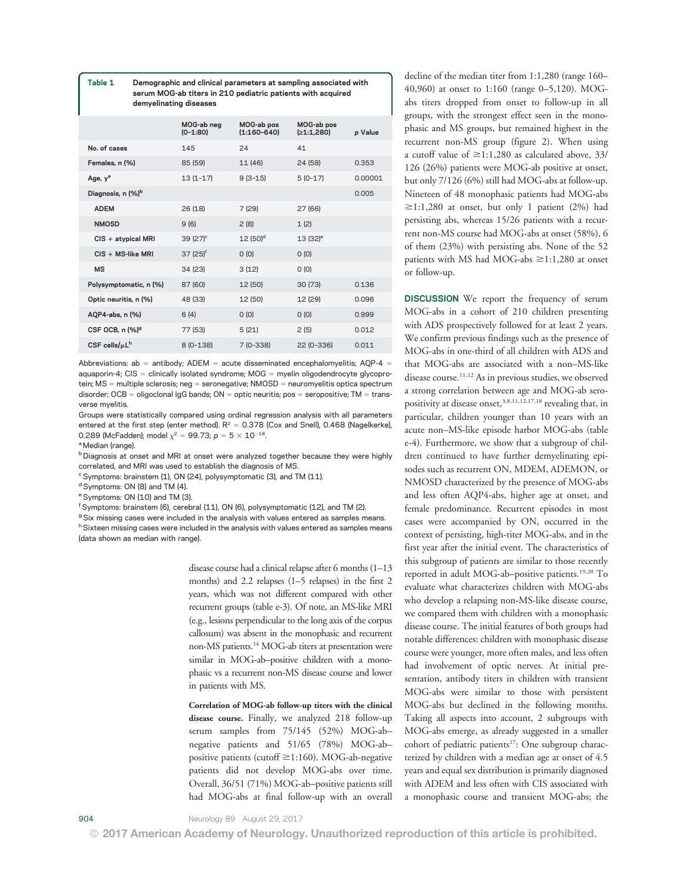**Table 1** Demographic and clinical parameters at sampling associated with serum MOG-ab titers in 210 pediatric patients with acquired demyelinating diseases

| | MOG-ab neg (0–1:80) | MOG-ab pos (1:160–640) | MOG-ab pos (≥1:1,280) | p Value |
|---|---|---|---|---|
| No. of cases | 145 | 24 | 41 | |
| Females, n (%) | 85 (59) | 11 (46) | 24 (58) | 0.353 |
| Age, y[a] | 13 (1–17) | 9 (3–15) | 5 (0–17) | 0.00001 |
| Diagnosis, n (%)[b] | | | | 0.005 |
| ADEM | 26 (18) | 7 (29) | 27 (66) | |
| NMOSD | 9 (6) | 2 (8) | 1 (2) | |
| CIS + atypical MRI | 39 (27)[c] | 12 (50)[d] | 13 (32)[e] | |
| CIS + MS-like MRI | 37 (25)[f] | 0 (0) | 0 (0) | |
| MS | 34 (23) | 3 (12) | 0 (0) | |
| Polysymptomatic, n (%) | 87 (60) | 12 (50) | 30 (73) | 0.136 |
| Optic neuritis, n (%) | 48 (33) | 12 (50) | 12 (29) | 0.096 |
| AQP4-abs, n (%) | 6 (4) | 0 (0) | 0 (0) | 0.999 |
| CSF OCB, n (%)[g] | 77 (53) | 5 (21) | 2 (5) | 0.012 |
| CSF cells/μL[h] | 8 (0–138) | 7 (0–338) | 22 (0–336) | 0.011 |

Abbreviations: ab = antibody; ADEM = acute disseminated encephalomyelitis; AQP-4 = aquaporin-4; CIS = clinically isolated syndrome; MOG = myelin oligodendrocyte glycoprotein; MS = multiple sclerosis; neg = seronegative; NMOSD = neuromyelitis optica spectrum disorder; OCB = oligoclonal IgG bands; ON = optic neuritis; pos = seropositive; TM = transverse myelitis.

Groups were statistically compared using ordinal regression analysis with all parameters entered at the first step (enter method). $R^2$ = 0.378 (Cox and Snell), 0.468 (Nagelkerke), 0.289 (McFadden); model $\chi^2$ = 99.73; $p = 5 \times 10^{-18}$.

[a] Median (range).

[b] Diagnosis at onset and MRI at onset were analyzed together because they were highly correlated, and MRI was used to establish the diagnosis of MS.

[c] Symptoms: brainstem (1), ON (24), polysymptomatic (3), and TM (11).

[d] Symptoms: ON (8) and TM (4).

[e] Symptoms: ON (10) and TM (3).

[f] Symptoms: brainstem (6), cerebral (11), ON (6), polysymptomatic (12), and TM (2).

[g] Six missing cases were included in the analysis with values entered as samples means.

[h] Sixteen missing cases were included in the analysis with values entered as samples means (data shown as median with range).

disease course had a clinical relapse after 6 months (1–13 months) and 2.2 relapses (1–5 relapses) in the first 2 years, which was not different compared with other recurrent groups (table e-3). Of note, an MS-like MRI (e.g., lesions perpendicular to the long axis of the corpus callosum) was absent in the monophasic and recurrent non-MS patients.[14] MOG-ab titers at presentation were similar in MOG-ab–positive children with a monophasic vs a recurrent non-MS disease course and lower in patients with MS.

**Correlation of MOG-ab follow-up titers with the clinical disease course.** Finally, we analyzed 218 follow-up serum samples from 75/145 (52%) MOG-ab–negative patients and 51/65 (78%) MOG-ab–positive patients (cutoff ≥1:160). MOG-ab-negative patients did not develop MOG-abs over time. Overall, 36/51 (71%) MOG-ab–positive patients still had MOG-abs at final follow-up with an overall decline of the median titer from 1:1,280 (range 160–40,960) at onset to 1:160 (range 0–5,120). MOG-abs titers dropped from onset to follow-up in all groups, with the strongest effect seen in the monophasic and MS groups, but remained highest in the recurrent non-MS group (figure 2). When using a cutoff value of ≥1:1,280 as calculated above, 33/126 (26%) patients were MOG-ab positive at onset, but only 7/126 (6%) still had MOG-abs at follow-up. Nineteen of 48 monophasic patients had MOG-abs ≥1:1,280 at onset, but only 1 patient (2%) had persisting abs, whereas 15/26 patients with a recurrent non-MS course had MOG-abs at onset (58%), 6 of them (23%) with persisting abs. None of the 52 patients with MS had MOG-abs ≥1:1,280 at onset or follow-up.

**DISCUSSION** We report the frequency of serum MOG-abs in a cohort of 210 children presenting with ADS prospectively followed for at least 2 years. We confirm previous findings such as the presence of MOG-abs in one-third of all children with ADS and that MOG-abs are associated with a non–MS-like disease course.[11,12] As in previous studies, we observed a strong correlation between age and MOG-ab seropositivity at disease onset,[3,8,11,12,17,18] revealing that, in particular, children younger than 10 years with an acute non–MS-like episode harbor MOG-abs (table e-4). Furthermore, we show that a subgroup of children continued to have further demyelinating episodes such as recurrent ON, MDEM, ADEMON, or NMOSD characterized by the presence of MOG-abs and less often AQP4-abs, higher age at onset, and female predominance. Recurrent episodes in most cases were accompanied by ON, occurred in the context of persisting, high-titer MOG-abs, and in the first year after the initial event. The characteristics of this subgroup of patients are similar to those recently reported in adult MOG-ab–positive patients.[19,20] To evaluate what characterizes children with MOG-abs who develop a relapsing non-MS-like disease course, we compared them with children with a monophasic disease course. The initial features of both groups had notable differences: children with monophasic disease course were younger, more often males, and less often had involvement of optic nerves. At initial presentation, antibody titers in children with transient MOG-abs were similar to those with persistent MOG-abs but declined in the following months. Taking all aspects into account, 2 subgroups with MOG-abs emerge, as already suggested in a smaller cohort of pediatric patients[17]: One subgroup characterized by children with a median age at onset of 4.5 years and equal sex distribution is primarily diagnosed with ADEM and less often with CIS associated with a monophasic course and transient MOG-abs; the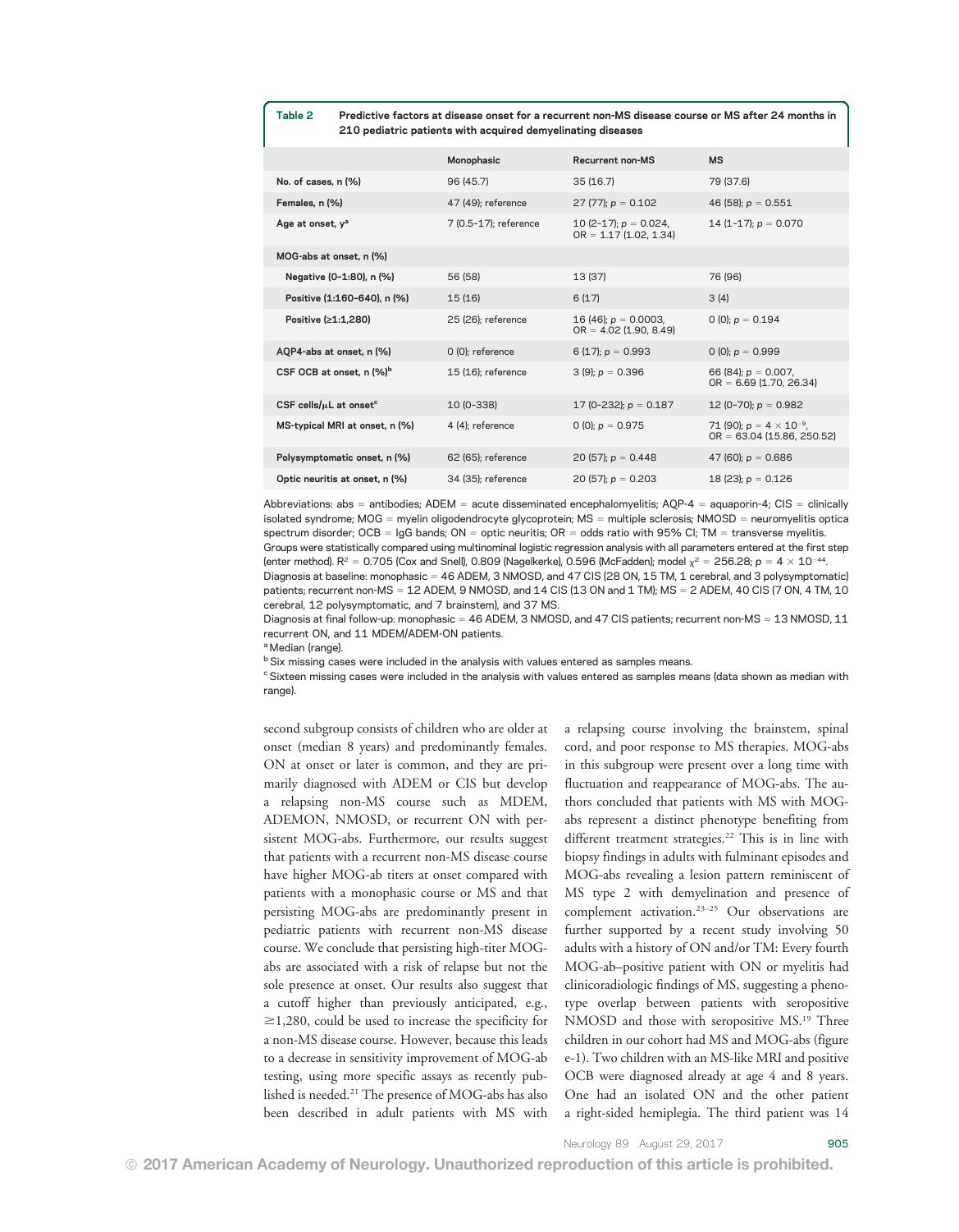**Table 2** Predictive factors at disease onset for a recurrent non-MS disease course or MS after 24 months in 210 pediatric patients with acquired demyelinating diseases

| | Monophasic | Recurrent non-MS | MS |
|---|---|---|---|
| No. of cases, n (%) | 96 (45.7) | 35 (16.7) | 79 (37.6) |
| Females, n (%) | 47 (49); reference | 27 (77); $p = 0.102$ | 46 (58); $p = 0.551$ |
| Age at onset, y[a] | 7 (0.5–17); reference | 10 (2–17); $p = 0.024$, OR = 1.17 (1.02, 1.34) | 14 (1–17); $p = 0.070$ |
| MOG-abs at onset, n (%) | | | |
| Negative (0–1:80), n (%) | 56 (58) | 13 (37) | 76 (96) |
| Positive (1:160–640), n (%) | 15 (16) | 6 (17) | 3 (4) |
| Positive (≥1:1,280) | 25 (26); reference | 16 (46); $p = 0.0003$, OR = 4.02 (1.90, 8.49) | 0 (0); $p = 0.194$ |
| AQP4-abs at onset, n (%) | 0 (0); reference | 6 (17); $p = 0.993$ | 0 (0); $p = 0.999$ |
| CSF OCB at onset, n (%)[b] | 15 (16); reference | 3 (9); $p = 0.396$ | 66 (84); $p = 0.007$, OR = 6.69 (1.70, 26.34) |
| CSF cells/μL at onset[c] | 10 (0–338) | 17 (0–232); $p = 0.187$ | 12 (0–70); $p = 0.982$ |
| MS-typical MRI at onset, n (%) | 4 (4); reference | 0 (0); $p = 0.975$ | 71 (90); $p = 4 \times 10^{-9}$, OR = 63.04 (15.86, 250.52) |
| Polysymptomatic onset, n (%) | 62 (65); reference | 20 (57); $p = 0.448$ | 47 (60); $p = 0.686$ |
| Optic neuritis at onset, n (%) | 34 (35); reference | 20 (57); $p = 0.203$ | 18 (23); $p = 0.126$ |

Abbreviations: abs = antibodies; ADEM = acute disseminated encephalomyelitis; AQP-4 = aquaporin-4; CIS = clinically isolated syndrome; MOG = myelin oligodendrocyte glycoprotein; MS = multiple sclerosis; NMOSD = neuromyelitis optica spectrum disorder; OCB = IgG bands; ON = optic neuritis; OR = odds ratio with 95% CI; TM = transverse myelitis.
Groups were statistically compared using multinominal logistic regression analysis with all parameters entered at the first step (enter method). $R^2 = 0.705$ (Cox and Snell), 0.809 (Nagelkerke), 0.596 (McFadden); model $\chi^2 = 256.28$; $p = 4 \times 10^{-44}$.
Diagnosis at baseline: monophasic = 46 ADEM, 3 NMOSD, and 47 CIS (28 ON, 15 TM, 1 cerebral, and 3 polysymptomatic) patients; recurrent non-MS = 12 ADEM, 9 NMOSD, and 14 CIS (13 ON and 1 TM); MS = 2 ADEM, 40 CIS (7 ON, 4 TM, 10 cerebral, 12 polysymptomatic, and 7 brainstem), and 37 MS.
Diagnosis at final follow-up: monophasic = 46 ADEM, 3 NMOSD, and 47 CIS patients; recurrent non-MS = 13 NMOSD, 11 recurrent ON, and 11 MDEM/ADEM-ON patients.
[a] Median (range).
[b] Six missing cases were included in the analysis with values entered as samples means.
[c] Sixteen missing cases were included in the analysis with values entered as samples means (data shown as median with range).

second subgroup consists of children who are older at onset (median 8 years) and predominantly females. ON at onset or later is common, and they are primarily diagnosed with ADEM or CIS but develop a relapsing non-MS course such as MDEM, ADEMON, NMOSD, or recurrent ON with persistent MOG-abs. Furthermore, our results suggest that patients with a recurrent non-MS disease course have higher MOG-ab titers at onset compared with patients with a monophasic course or MS and that persisting MOG-abs are predominantly present in pediatric patients with recurrent non-MS disease course. We conclude that persisting high-titer MOG-abs are associated with a risk of relapse but not the sole presence at onset. Our results also suggest that a cutoff higher than previously anticipated, e.g., ≥1,280, could be used to increase the specificity for a non-MS disease course. However, because this leads to a decrease in sensitivity improvement of MOG-ab testing, using more specific assays as recently published is needed.[21] The presence of MOG-abs has also been described in adult patients with MS with a relapsing course involving the brainstem, spinal cord, and poor response to MS therapies. MOG-abs in this subgroup were present over a long time with fluctuation and reappearance of MOG-abs. The authors concluded that patients with MS with MOG-abs represent a distinct phenotype benefiting from different treatment strategies.[22] This is in line with biopsy findings in adults with fulminant episodes and MOG-abs revealing a lesion pattern reminiscent of MS type 2 with demyelination and presence of complement activation.[23–25] Our observations are further supported by a recent study involving 50 adults with a history of ON and/or TM: Every fourth MOG-ab–positive patient with ON or myelitis had clinicoradiologic findings of MS, suggesting a phenotype overlap between patients with seropositive NMOSD and those with seropositive MS.[19] Three children in our cohort had MS and MOG-abs (figure e-1). Two children with an MS-like MRI and positive OCB were diagnosed already at age 4 and 8 years. One had an isolated ON and the other patient a right-sided hemiplegia. The third patient was 14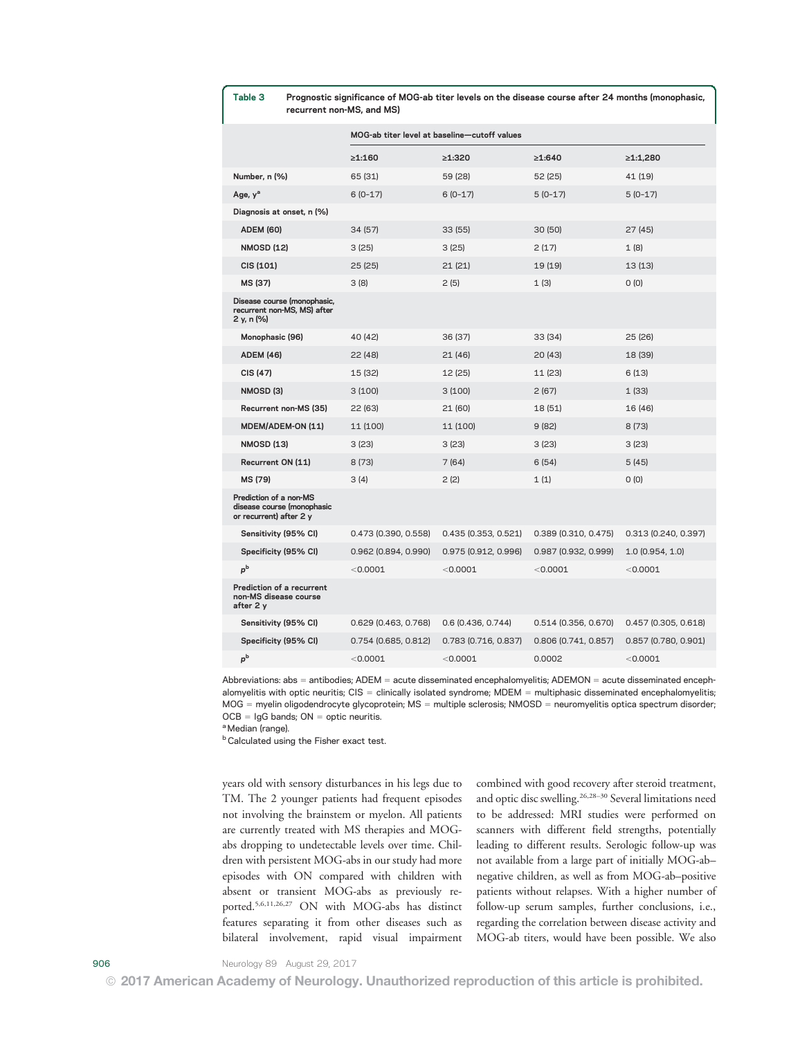**Table 3** Prognostic significance of MOG-ab titer levels on the disease course after 24 months (monophasic, recurrent non-MS, and MS)

| | MOG-ab titer level at baseline—cutoff values | | | |
|---|---|---|---|---|
| | ≥1:160 | ≥1:320 | ≥1:640 | ≥1:1,280 |
| Number, n (%) | 65 (31) | 59 (28) | 52 (25) | 41 (19) |
| Age, y[a] | 6 (0–17) | 6 (0–17) | 5 (0–17) | 5 (0–17) |
| Diagnosis at onset, n (%) | | | | |
| ADEM (60) | 34 (57) | 33 (55) | 30 (50) | 27 (45) |
| NMOSD (12) | 3 (25) | 3 (25) | 2 (17) | 1 (8) |
| CIS (101) | 25 (25) | 21 (21) | 19 (19) | 13 (13) |
| MS (37) | 3 (8) | 2 (5) | 1 (3) | 0 (0) |
| Disease course (monophasic, recurrent non-MS, MS) after 2 y, n (%) | | | | |
| Monophasic (96) | 40 (42) | 36 (37) | 33 (34) | 25 (26) |
| ADEM (46) | 22 (48) | 21 (46) | 20 (43) | 18 (39) |
| CIS (47) | 15 (32) | 12 (25) | 11 (23) | 6 (13) |
| NMOSD (3) | 3 (100) | 3 (100) | 2 (67) | 1 (33) |
| Recurrent non-MS (35) | 22 (63) | 21 (60) | 18 (51) | 16 (46) |
| MDEM/ADEM-ON (11) | 11 (100) | 11 (100) | 9 (82) | 8 (73) |
| NMOSD (13) | 3 (23) | 3 (23) | 3 (23) | 3 (23) |
| Recurrent ON (11) | 8 (73) | 7 (64) | 6 (54) | 5 (45) |
| MS (79) | 3 (4) | 2 (2) | 1 (1) | 0 (0) |
| Prediction of a non-MS disease course (monophasic or recurrent) after 2 y | | | | |
| Sensitivity (95% CI) | 0.473 (0.390, 0.558) | 0.435 (0.353, 0.521) | 0.389 (0.310, 0.475) | 0.313 (0.240, 0.397) |
| Specificity (95% CI) | 0.962 (0.894, 0.990) | 0.975 (0.912, 0.996) | 0.987 (0.932, 0.999) | 1.0 (0.954, 1.0) |
| $p$[b] | <0.0001 | <0.0001 | <0.0001 | <0.0001 |
| Prediction of a recurrent non-MS disease course after 2 y | | | | |
| Sensitivity (95% CI) | 0.629 (0.463, 0.768) | 0.6 (0.436, 0.744) | 0.514 (0.356, 0.670) | 0.457 (0.305, 0.618) |
| Specificity (95% CI) | 0.754 (0.685, 0.812) | 0.783 (0.716, 0.837) | 0.806 (0.741, 0.857) | 0.857 (0.780, 0.901) |
| $p$[b] | <0.0001 | <0.0001 | 0.0002 | <0.0001 |

Abbreviations: abs = antibodies; ADEM = acute disseminated encephalomyelitis; ADEMON = acute disseminated encephalomyelitis with optic neuritis; CIS = clinically isolated syndrome; MDEM = multiphasic disseminated encephalomyelitis; MOG = myelin oligodendrocyte glycoprotein; MS = multiple sclerosis; NMOSD = neuromyelitis optica spectrum disorder; OCB = IgG bands; ON = optic neuritis.

[a] Median (range).

[b] Calculated using the Fisher exact test.

years old with sensory disturbances in his legs due to TM. The 2 younger patients had frequent episodes not involving the brainstem or myelon. All patients are currently treated with MS therapies and MOG-abs dropping to undetectable levels over time. Children with persistent MOG-abs in our study had more episodes with ON compared with children with absent or transient MOG-abs as previously reported.[5,6,11,26,27] ON with MOG-abs has distinct features separating it from other diseases such as bilateral involvement, rapid visual impairment combined with good recovery after steroid treatment, and optic disc swelling.[26,28–30] Several limitations need to be addressed: MRI studies were performed on scanners with different field strengths, potentially leading to different results. Serologic follow-up was not available from a large part of initially MOG-ab–negative children, as well as from MOG-ab–positive patients without relapses. With a higher number of follow-up serum samples, further conclusions, i.e., regarding the correlation between disease activity and MOG-ab titers, would have been possible. We also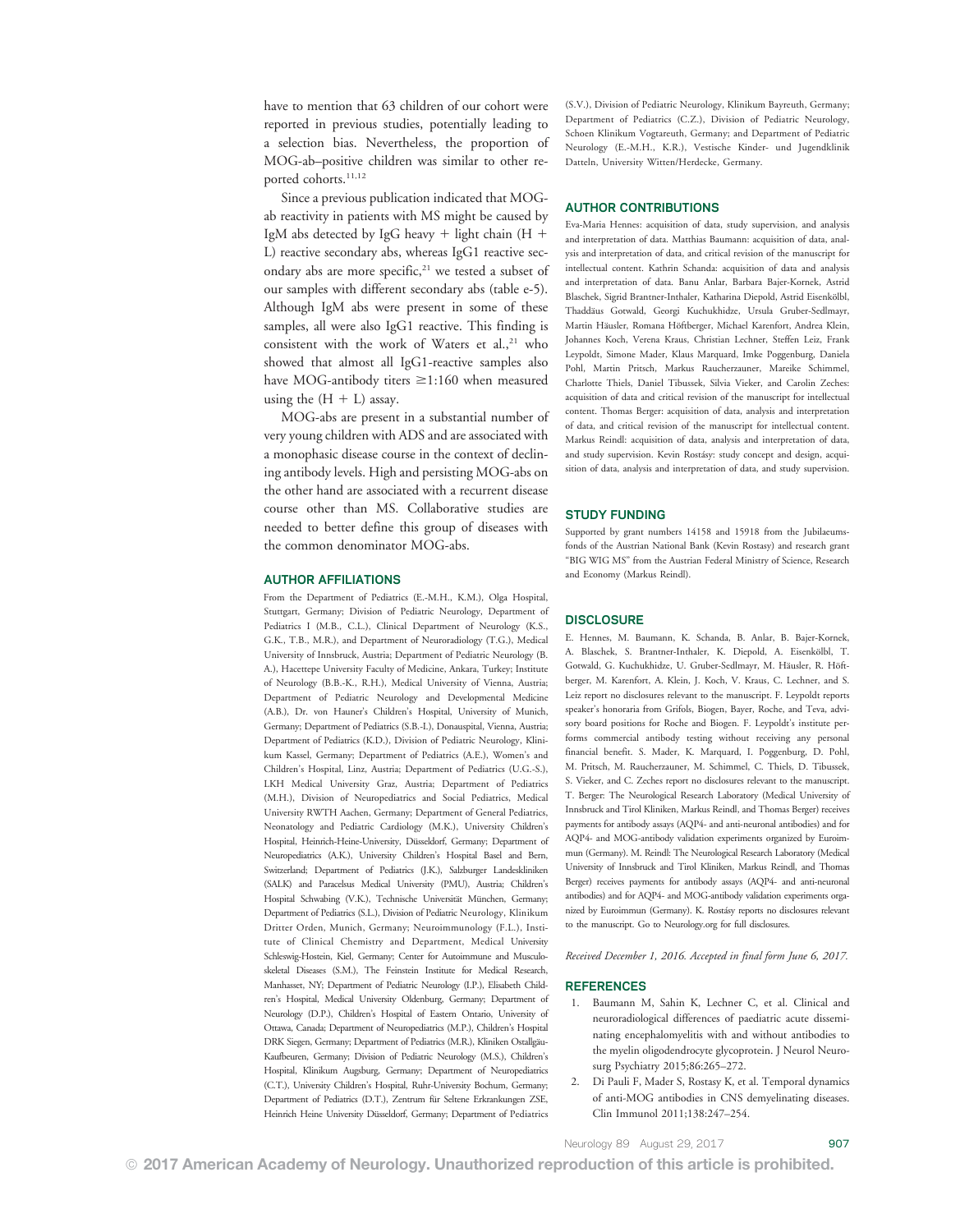have to mention that 63 children of our cohort were reported in previous studies, potentially leading to a selection bias. Nevertheless, the proportion of MOG-ab–positive children was similar to other reported cohorts.[11,12]

Since a previous publication indicated that MOG-ab reactivity in patients with MS might be caused by IgM abs detected by IgG heavy + light chain (H + L) reactive secondary abs, whereas IgG1 reactive secondary abs are more specific,[21] we tested a subset of our samples with different secondary abs (table e-5). Although IgM abs were present in some of these samples, all were also IgG1 reactive. This finding is consistent with the work of Waters et al.,[21] who showed that almost all IgG1-reactive samples also have MOG-antibody titers ≥1:160 when measured using the (H + L) assay.

MOG-abs are present in a substantial number of very young children with ADS and are associated with a monophasic disease course in the context of declining antibody levels. High and persisting MOG-abs on the other hand are associated with a recurrent disease course other than MS. Collaborative studies are needed to better define this group of diseases with the common denominator MOG-abs.

## AUTHOR AFFILIATIONS

From the Department of Pediatrics (E.-M.H., K.M.), Olga Hospital, Stuttgart, Germany; Division of Pediatric Neurology, Department of Pediatrics I (M.B., C.L.), Clinical Department of Neurology (K.S., G.K., T.B., M.R.), and Department of Neuroradiology (T.G.), Medical University of Innsbruck, Austria; Department of Pediatric Neurology (B.A.), Hacettepe University Faculty of Medicine, Ankara, Turkey; Institute of Neurology (B.B.-K., R.H.), Medical University of Vienna, Austria; Department of Pediatric Neurology and Developmental Medicine (A.B.), Dr. von Hauner's Children's Hospital, University of Munich, Germany; Department of Pediatrics (S.B.-I.), Donauspital, Vienna, Austria; Department of Pediatrics (K.D.), Division of Pediatric Neurology, Klinikum Kassel, Germany; Department of Pediatrics (A.E.), Women's and Children's Hospital, Linz, Austria; Department of Pediatrics (U.G.-S.), LKH Medical University Graz, Austria; Department of Pediatrics (M.H.), Division of Neuropediatrics and Social Pediatrics, Medical University RWTH Aachen, Germany; Department of General Pediatrics, Neonatology and Pediatric Cardiology (M.K.), University Children's Hospital, Heinrich-Heine-University, Düsseldorf, Germany; Department of Neuropediatrics (A.K.), University Children's Hospital Basel and Bern, Switzerland; Department of Pediatrics (J.K.), Salzburger Landeskliniken (SALK) and Paracelsus Medical University (PMU), Austria; Children's Hospital Schwabing (V.K.), Technische Universität München, Germany; Department of Pediatrics (S.L.), Division of Pediatric Neurology, Klinikum Dritter Orden, Munich, Germany; Neuroimmunology (F.L.), Institute of Clinical Chemistry and Department, Medical University Schleswig-Hostein, Kiel, Germany; Center for Autoimmune and Musculoskeletal Diseases (S.M.), The Feinstein Institute for Medical Research, Manhasset, NY; Department of Pediatric Neurology (I.P.), Elisabeth Children's Hospital, Medical University Oldenburg, Germany; Department of Neurology (D.P.), Children's Hospital of Eastern Ontario, University of Ottawa, Canada; Department of Neuropediatrics (M.P.), Children's Hospital DRK Siegen, Germany; Department of Pediatrics (M.R.), Kliniken Ostallgäu-Kaufbeuren, Germany; Division of Pediatric Neurology (M.S.), Children's Hospital, Klinikum Augsburg, Germany; Department of Neuropediatrics (C.T.), University Children's Hospital, Ruhr-University Bochum, Germany; Department of Pediatrics (D.T.), Zentrum für Seltene Erkrankungen ZSE, Heinrich Heine University Düsseldorf, Germany; Department of Pediatrics (S.V.), Division of Pediatric Neurology, Klinikum Bayreuth, Germany; Department of Pediatrics (C.Z.), Division of Pediatric Neurology, Schoen Klinikum Vogtareuth, Germany; and Department of Pediatric Neurology (E.-M.H., K.R.), Vestische Kinder- und Jugendklinik Datteln, University Witten/Herdecke, Germany.

## AUTHOR CONTRIBUTIONS

Eva-Maria Hennes: acquisition of data, study supervision, and analysis and interpretation of data. Matthias Baumann: acquisition of data, analysis and interpretation of data, and critical revision of the manuscript for intellectual content. Kathrin Schanda: acquisition of data and analysis and interpretation of data. Banu Anlar, Barbara Bajer-Kornek, Astrid Blaschek, Sigrid Brantner-Inthaler, Katharina Diepold, Astrid Eisenkölbl, Thaddäus Gotwald, Georgi Kuchukhidze, Ursula Gruber-Sedlmayr, Martin Häusler, Romana Höftberger, Michael Karenfort, Andrea Klein, Johannes Koch, Verena Kraus, Christian Lechner, Steffen Leiz, Frank Leypoldt, Simone Mader, Klaus Marquard, Imke Poggenburg, Daniela Pohl, Martin Pritsch, Markus Raucherzauner, Mareike Schimmel, Charlotte Thiels, Daniel Tibussek, Silvia Vieker, and Carolin Zeches: acquisition of data and critical revision of the manuscript for intellectual content. Thomas Berger: acquisition of data, analysis and interpretation of data, and critical revision of the manuscript for intellectual content. Markus Reindl: acquisition of data, analysis and interpretation of data, and study supervision. Kevin Rostásy: study concept and design, acquisition of data, analysis and interpretation of data, and study supervision.

## STUDY FUNDING

Supported by grant numbers 14158 and 15918 from the Jubilaeumsfonds of the Austrian National Bank (Kevin Rostasy) and research grant "BIG WIG MS" from the Austrian Federal Ministry of Science, Research and Economy (Markus Reindl).

## DISCLOSURE

E. Hennes, M. Baumann, K. Schanda, B. Anlar, B. Bajer-Kornek, A. Blaschek, S. Brantner-Inthaler, K. Diepold, A. Eisenkölbl, T. Gotwald, G. Kuchukhidze, U. Gruber-Sedlmayr, M. Häusler, R. Höftberger, M. Karenfort, A. Klein, J. Koch, V. Kraus, C. Lechner, and S. Leiz report no disclosures relevant to the manuscript. F. Leypoldt reports speaker's honoraria from Grifols, Biogen, Bayer, Roche, and Teva, advisory board positions for Roche and Biogen. F. Leypoldt's institute performs commercial antibody testing without receiving any personal financial benefit. S. Mader, K. Marquard, I. Poggenburg, D. Pohl, M. Pritsch, M. Raucherzauner, M. Schimmel, C. Thiels, D. Tibussek, S. Vieker, and C. Zeches report no disclosures relevant to the manuscript. T. Berger: The Neurological Research Laboratory (Medical University of Innsbruck and Tirol Kliniken, Markus Reindl, and Thomas Berger) receives payments for antibody assays (AQP4- and anti-neuronal antibodies) and for AQP4- and MOG-antibody validation experiments organized by Euroimmun (Germany). M. Reindl: The Neurological Research Laboratory (Medical University of Innsbruck and Tirol Kliniken, Markus Reindl, and Thomas Berger) receives payments for antibody assays (AQP4- and anti-neuronal antibodies) and for AQP4- and MOG-antibody validation experiments organized by Euroimmun (Germany). K. Rostásy reports no disclosures relevant to the manuscript. Go to Neurology.org for full disclosures.

*Received December 1, 2016. Accepted in final form June 6, 2017.*

## REFERENCES

1. Baumann M, Sahin K, Lechner C, et al. Clinical and neuroradiological differences of paediatric acute disseminating encephalomyelitis with and without antibodies to the myelin oligodendrocyte glycoprotein. J Neurol Neurosurg Psychiatry 2015;86:265–272.
2. Di Pauli F, Mader S, Rostasy K, et al. Temporal dynamics of anti-MOG antibodies in CNS demyelinating diseases. Clin Immunol 2011;138:247–254.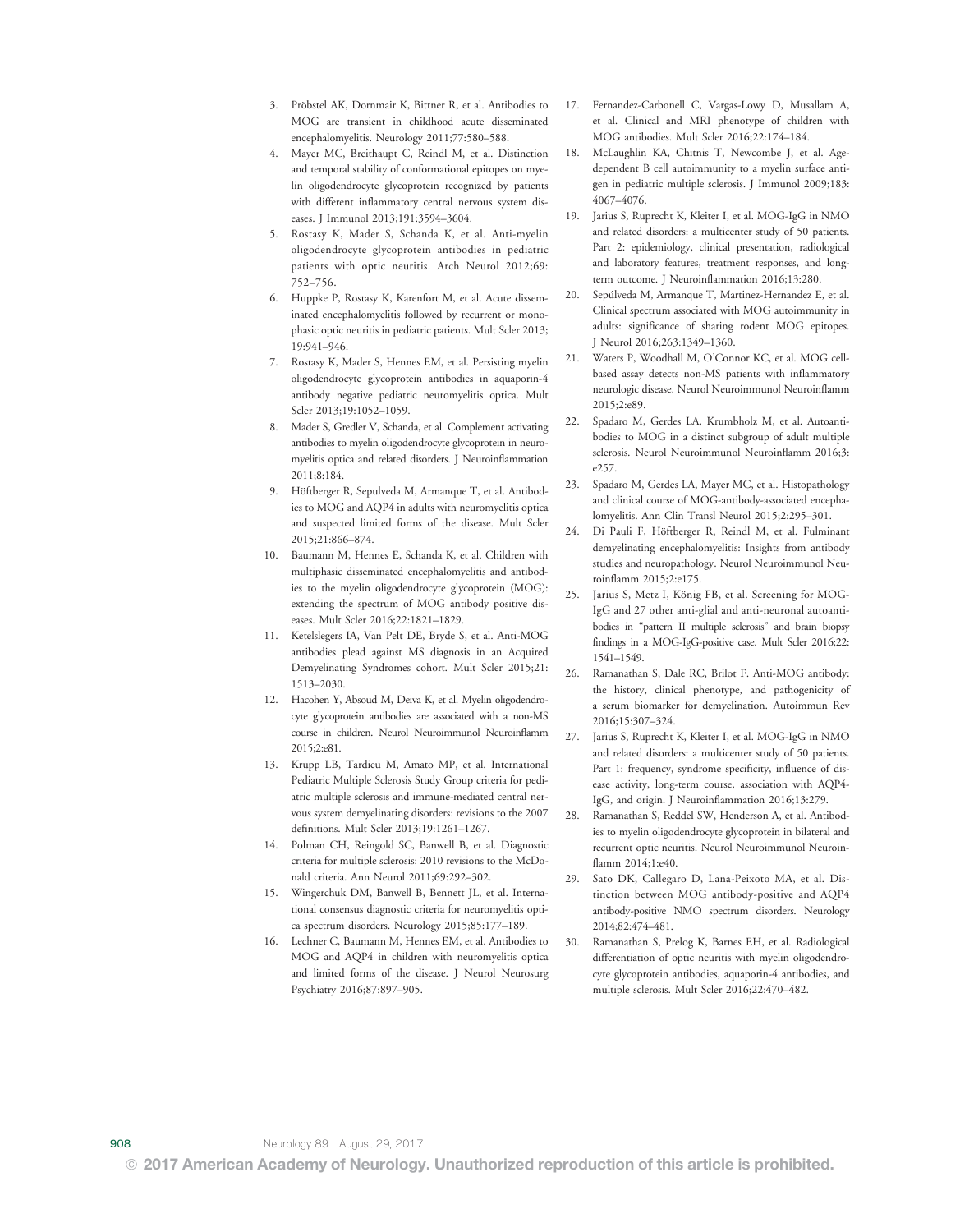3. Pröbstel AK, Dornmair K, Bittner R, et al. Antibodies to MOG are transient in childhood acute disseminated encephalomyelitis. Neurology 2011;77:580–588.
4. Mayer MC, Breithaupt C, Reindl M, et al. Distinction and temporal stability of conformational epitopes on myelin oligodendrocyte glycoprotein recognized by patients with different inflammatory central nervous system diseases. J Immunol 2013;191:3594–3604.
5. Rostasy K, Mader S, Schanda K, et al. Anti-myelin oligodendrocyte glycoprotein antibodies in pediatric patients with optic neuritis. Arch Neurol 2012;69: 752–756.
6. Huppke P, Rostasy K, Karenfort M, et al. Acute disseminated encephalomyelitis followed by recurrent or monophasic optic neuritis in pediatric patients. Mult Scler 2013; 19:941–946.
7. Rostasy K, Mader S, Hennes EM, et al. Persisting myelin oligodendrocyte glycoprotein antibodies in aquaporin-4 antibody negative pediatric neuromyelitis optica. Mult Scler 2013;19:1052–1059.
8. Mader S, Gredler V, Schanda, et al. Complement activating antibodies to myelin oligodendrocyte glycoprotein in neuromyelitis optica and related disorders. J Neuroinflammation 2011;8:184.
9. Höftberger R, Sepulveda M, Armanque T, et al. Antibodies to MOG and AQP4 in adults with neuromyelitis optica and suspected limited forms of the disease. Mult Scler 2015;21:866–874.
10. Baumann M, Hennes E, Schanda K, et al. Children with multiphasic disseminated encephalomyelitis and antibodies to the myelin oligodendrocyte glycoprotein (MOG): extending the spectrum of MOG antibody positive diseases. Mult Scler 2016;22:1821–1829.
11. Ketelslegers IA, Van Pelt DE, Bryde S, et al. Anti-MOG antibodies plead against MS diagnosis in an Acquired Demyelinating Syndromes cohort. Mult Scler 2015;21: 1513–2030.
12. Hacohen Y, Absoud M, Deiva K, et al. Myelin oligodendrocyte glycoprotein antibodies are associated with a non-MS course in children. Neurol Neuroimmunol Neuroinflamm 2015;2:e81.
13. Krupp LB, Tardieu M, Amato MP, et al. International Pediatric Multiple Sclerosis Study Group criteria for pediatric multiple sclerosis and immune-mediated central nervous system demyelinating disorders: revisions to the 2007 definitions. Mult Scler 2013;19:1261–1267.
14. Polman CH, Reingold SC, Banwell B, et al. Diagnostic criteria for multiple sclerosis: 2010 revisions to the McDonald criteria. Ann Neurol 2011;69:292–302.
15. Wingerchuk DM, Banwell B, Bennett JL, et al. International consensus diagnostic criteria for neuromyelitis optica spectrum disorders. Neurology 2015;85:177–189.
16. Lechner C, Baumann M, Hennes EM, et al. Antibodies to MOG and AQP4 in children with neuromyelitis optica and limited forms of the disease. J Neurol Neurosurg Psychiatry 2016;87:897–905.
17. Fernandez-Carbonell C, Vargas-Lowy D, Musallam A, et al. Clinical and MRI phenotype of children with MOG antibodies. Mult Scler 2016;22:174–184.
18. McLaughlin KA, Chitnis T, Newcombe J, et al. Age-dependent B cell autoimmunity to a myelin surface antigen in pediatric multiple sclerosis. J Immunol 2009;183: 4067–4076.
19. Jarius S, Ruprecht K, Kleiter I, et al. MOG-IgG in NMO and related disorders: a multicenter study of 50 patients. Part 2: epidemiology, clinical presentation, radiological and laboratory features, treatment responses, and long-term outcome. J Neuroinflammation 2016;13:280.
20. Sepúlveda M, Armanque T, Martinez-Hernandez E, et al. Clinical spectrum associated with MOG autoimmunity in adults: significance of sharing rodent MOG epitopes. J Neurol 2016;263:1349–1360.
21. Waters P, Woodhall M, O'Connor KC, et al. MOG cell-based assay detects non-MS patients with inflammatory neurologic disease. Neurol Neuroimmunol Neuroinflamm 2015;2:e89.
22. Spadaro M, Gerdes LA, Krumbholz M, et al. Autoantibodies to MOG in a distinct subgroup of adult multiple sclerosis. Neurol Neuroimmunol Neuroinflamm 2016;3: e257.
23. Spadaro M, Gerdes LA, Mayer MC, et al. Histopathology and clinical course of MOG-antibody-associated encephalomyelitis. Ann Clin Transl Neurol 2015;2:295–301.
24. Di Pauli F, Höftberger R, Reindl M, et al. Fulminant demyelinating encephalomyelitis: Insights from antibody studies and neuropathology. Neurol Neuroimmunol Neuroinflamm 2015;2:e175.
25. Jarius S, Metz I, König FB, et al. Screening for MOG-IgG and 27 other anti-glial and anti-neuronal autoantibodies in "pattern II multiple sclerosis" and brain biopsy findings in a MOG-IgG-positive case. Mult Scler 2016;22: 1541–1549.
26. Ramanathan S, Dale RC, Brilot F. Anti-MOG antibody: the history, clinical phenotype, and pathogenicity of a serum biomarker for demyelination. Autoimmun Rev 2016;15:307–324.
27. Jarius S, Ruprecht K, Kleiter I, et al. MOG-IgG in NMO and related disorders: a multicenter study of 50 patients. Part 1: frequency, syndrome specificity, influence of disease activity, long-term course, association with AQP4-IgG, and origin. J Neuroinflammation 2016;13:279.
28. Ramanathan S, Reddel SW, Henderson A, et al. Antibodies to myelin oligodendrocyte glycoprotein in bilateral and recurrent optic neuritis. Neurol Neuroimmunol Neuroinflamm 2014;1:e40.
29. Sato DK, Callegaro D, Lana-Peixoto MA, et al. Distinction between MOG antibody-positive and AQP4 antibody-positive NMO spectrum disorders. Neurology 2014;82:474–481.
30. Ramanathan S, Prelog K, Barnes EH, et al. Radiological differentiation of optic neuritis with myelin oligodendrocyte glycoprotein antibodies, aquaporin-4 antibodies, and multiple sclerosis. Mult Scler 2016;22:470–482.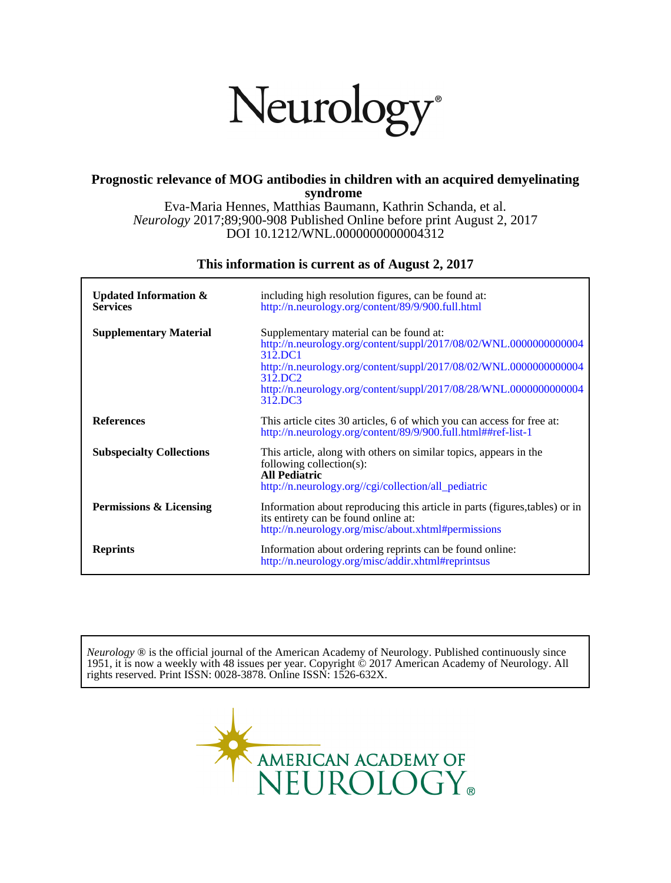# Neurology®

**Prognostic relevance of MOG antibodies in children with an acquired demyelinating syndrome**

Eva-Maria Hennes, Matthias Baumann, Kathrin Schanda, et al.

*Neurology* 2017;89;900-908 Published Online before print August 2, 2017

DOI 10.1212/WNL.0000000000004312

**This information is current as of August 2, 2017**

| | |
|---|---|
| **Updated Information & Services** | including high resolution figures, can be found at: http://n.neurology.org/content/89/9/900.full.html |
| **Supplementary Material** | Supplementary material can be found at: http://n.neurology.org/content/suppl/2017/08/02/WNL.0000000000004312.DC1 http://n.neurology.org/content/suppl/2017/08/02/WNL.0000000000004312.DC2 http://n.neurology.org/content/suppl/2017/08/28/WNL.0000000000004312.DC3 |
| **References** | This article cites 30 articles, 6 of which you can access for free at: http://n.neurology.org/content/89/9/900.full.html##ref-list-1 |
| **Subspecialty Collections** | This article, along with others on similar topics, appears in the following collection(s): **All Pediatric** http://n.neurology.org//cgi/collection/all_pediatric |
| **Permissions & Licensing** | Information about reproducing this article in parts (figures,tables) or in its entirety can be found online at: http://n.neurology.org/misc/about.xhtml#permissions |
| **Reprints** | Information about ordering reprints can be found online: http://n.neurology.org/misc/addir.xhtml#reprintsus |

*Neurology* ® is the official journal of the American Academy of Neurology. Published continuously since 1951, it is now a weekly with 48 issues per year. Copyright © 2017 American Academy of Neurology. All rights reserved. Print ISSN: 0028-3878. Online ISSN: 1526-632X.

AMERICAN ACADEMY OF NEUROLOGY®